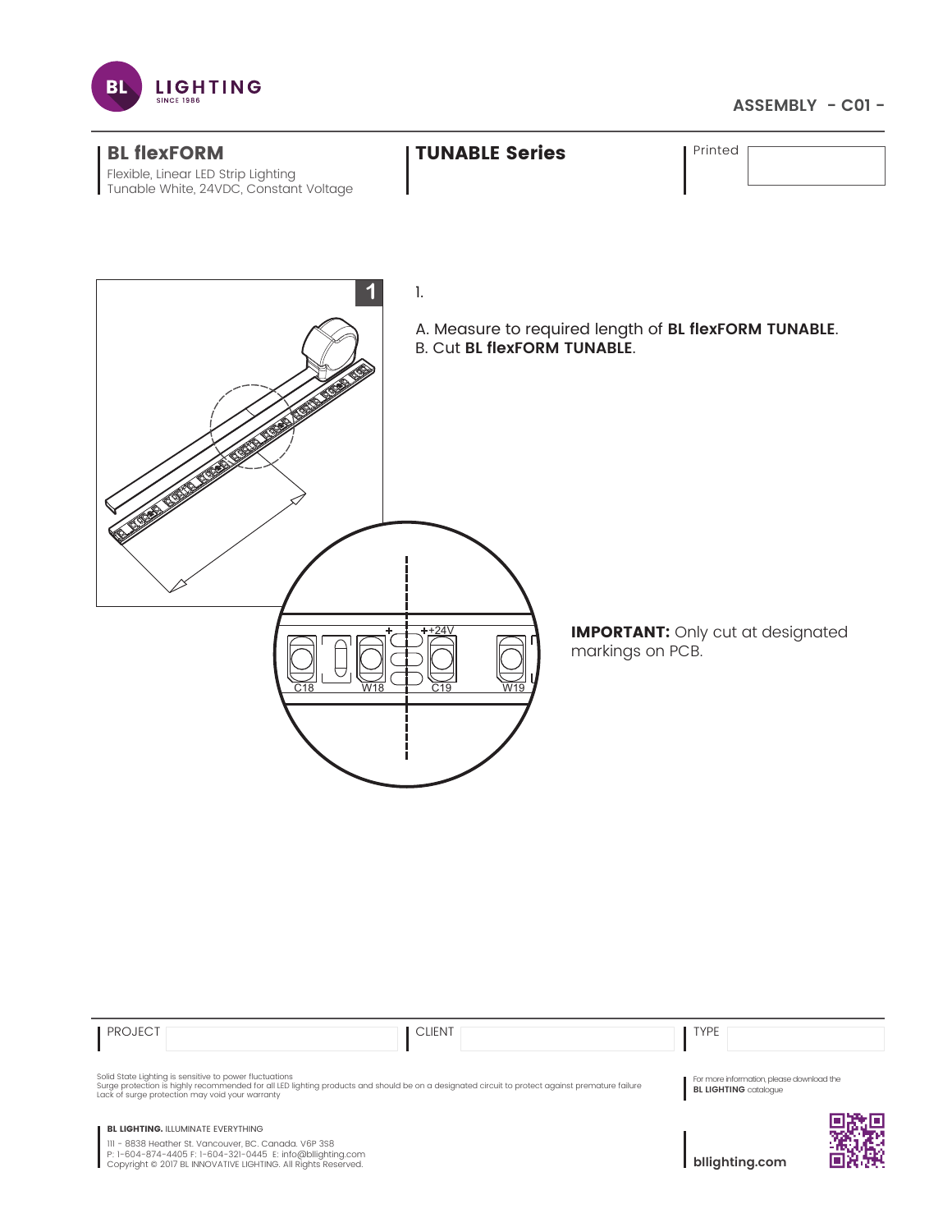ASSEMBLY - C01 -

## BL flexFORM

Flexible, Linear LED Strip Lighting
Tunable White, 24VDC, Constant Voltage

## TUNABLE Series

Printed

1.

A. Measure to required length of **BL flexFORM TUNABLE**.
B. Cut **BL flexFORM TUNABLE**.

**IMPORTANT:** Only cut at designated markings on PCB.

| PROJECT | | CLIENT | | TYPE | |
|---|---|---|---|---|---|

Solid State Lighting is sensitive to power fluctuations
Surge protection is highly recommended for all LED lighting products and should be on a designated circuit to protect against premature failure
Lack of surge protection may void your warranty

For more information, please download the **BL LIGHTING** catalogue

**BL LIGHTING.** ILLUMINATE EVERYTHING

111 - 8838 Heather St. Vancouver, BC. Canada. V6P 3S8
P: 1-604-874-4405 F: 1-604-321-0445 E: info@bllighting.com
Copyright © 2017 BL INNOVATIVE LIGHTING. All Rights Reserved.

**bllighting.com**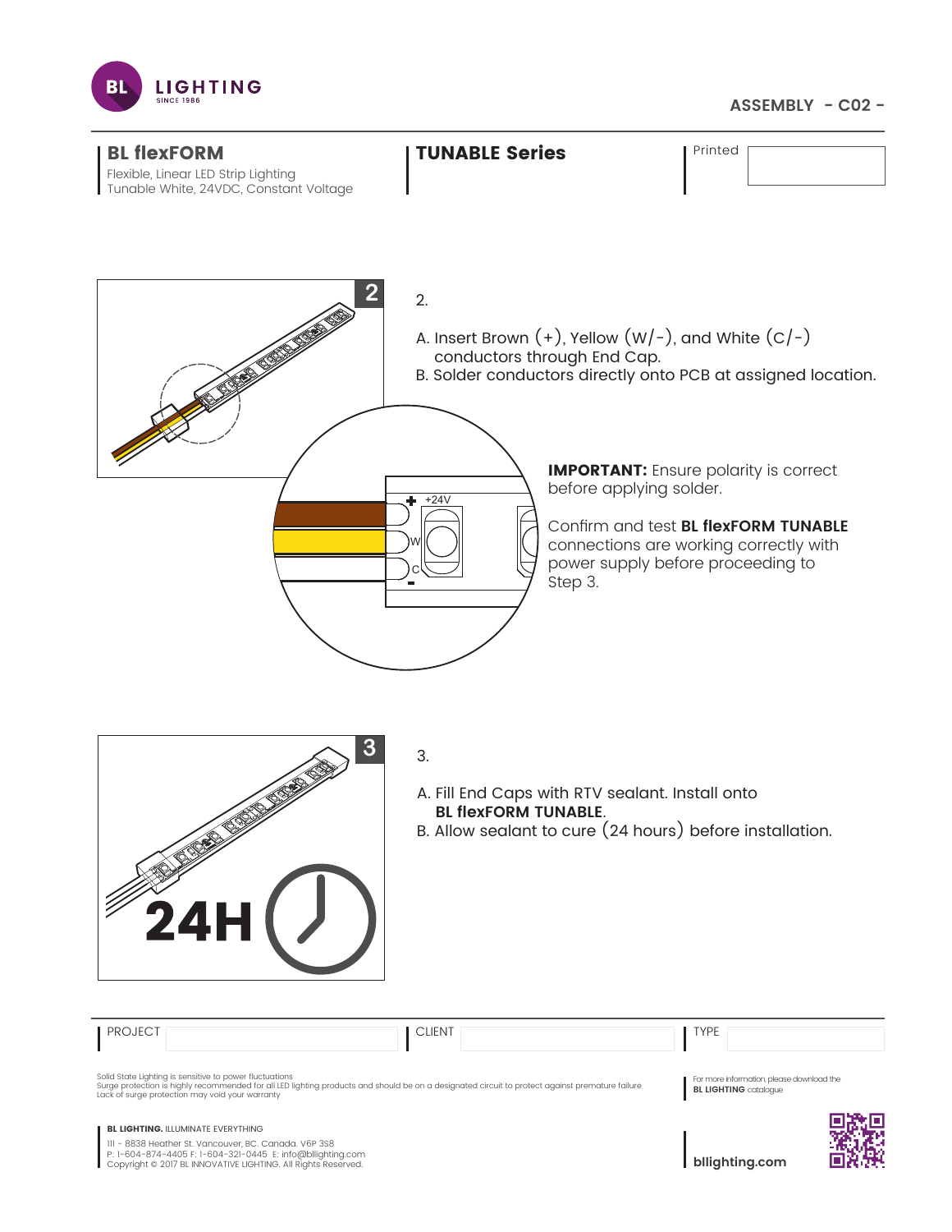ASSEMBLY - C02 -

**BL flexFORM**
Flexible, Linear LED Strip Lighting
Tunable White, 24VDC, Constant Voltage

**TUNABLE Series**

Printed

2.

A. Insert Brown (+), Yellow (W/-), and White (C/-) conductors through End Cap.
B. Solder conductors directly onto PCB at assigned location.

**IMPORTANT:** Ensure polarity is correct before applying solder.

Confirm and test **BL flexFORM TUNABLE** connections are working correctly with power supply before proceeding to Step 3.

3.

A. Fill End Caps with RTV sealant. Install onto **BL flexFORM TUNABLE**.
B. Allow sealant to cure (24 hours) before installation.

PROJECT | CLIENT | TYPE

Solid State Lighting is sensitive to power fluctuations
Surge protection is highly recommended for all LED lighting products and should be on a designated circuit to protect against premature failure
Lack of surge protection may void your warranty

For more information, please download the **BL LIGHTING** catalogue

**BL LIGHTING.** ILLUMINATE EVERYTHING
111 - 8838 Heather St. Vancouver, BC. Canada. V6P 3S8
P: 1-604-874-4405 F: 1-604-321-0445 E: info@bllighting.com
Copyright © 2017 BL INNOVATIVE LIGHTING. All Rights Reserved.

**bllighting.com**